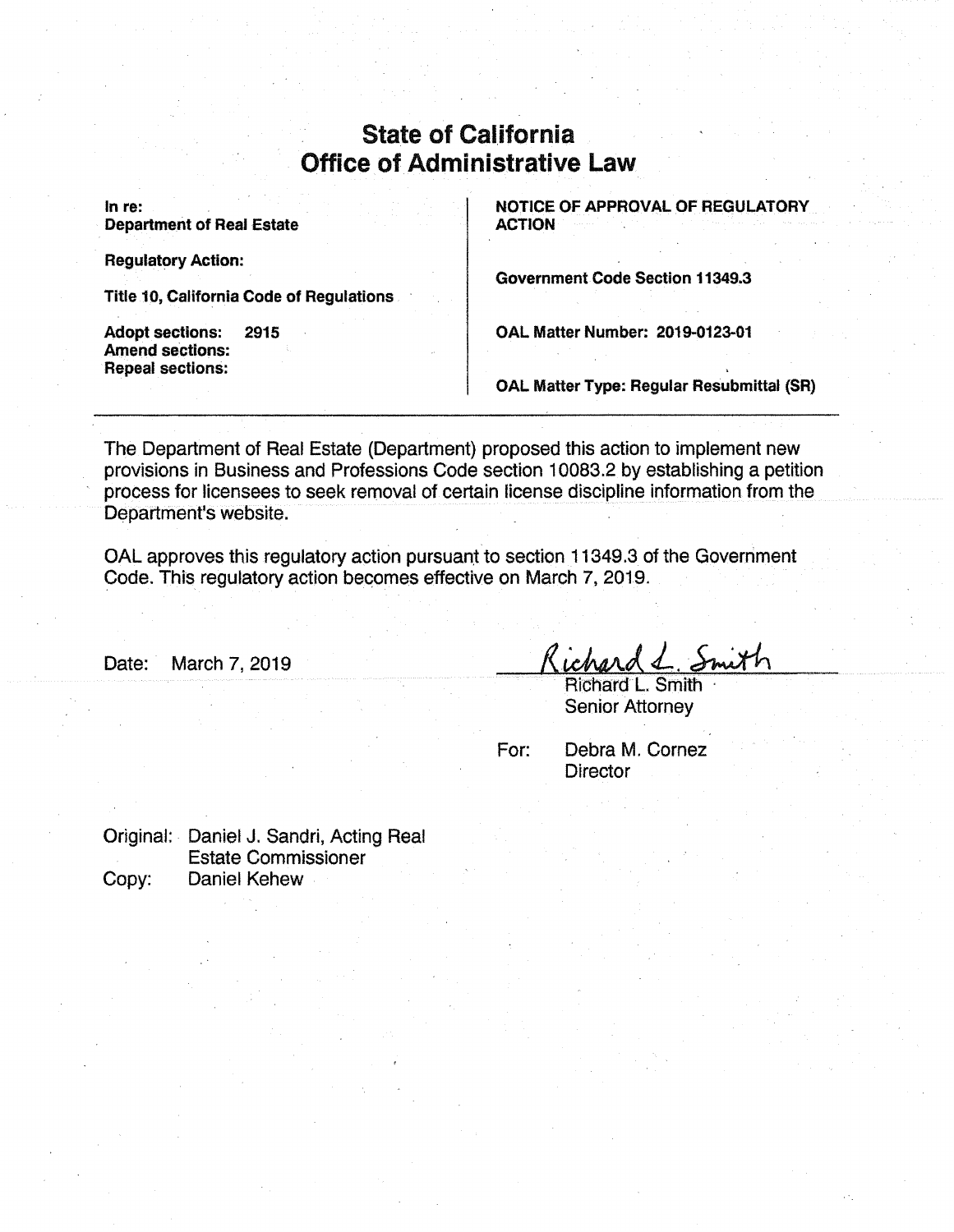# State of California
# Office of Administrative Law

**In re:**
**Department of Real Estate**

**Regulatory Action:**

**Title 10, California Code of Regulations**

**Adopt sections:** **2915**
**Amend sections:**
**Repeal sections:**

**NOTICE OF APPROVAL OF REGULATORY ACTION**

**Government Code Section 11349.3**

**OAL Matter Number: 2019-0123-01**

**OAL Matter Type: Regular Resubmittal (SR)**

---

The Department of Real Estate (Department) proposed this action to implement new provisions in Business and Professions Code section 10083.2 by establishing a petition process for licensees to seek removal of certain license discipline information from the Department's website.

OAL approves this regulatory action pursuant to section 11349.3 of the Government Code. This regulatory action becomes effective on March 7, 2019.

Date: March 7, 2019

Richard L. Smith
Richard L. Smith
Senior Attorney

For: Debra M. Cornez
Director

Original: Daniel J. Sandri, Acting Real Estate Commissioner
Copy: Daniel Kehew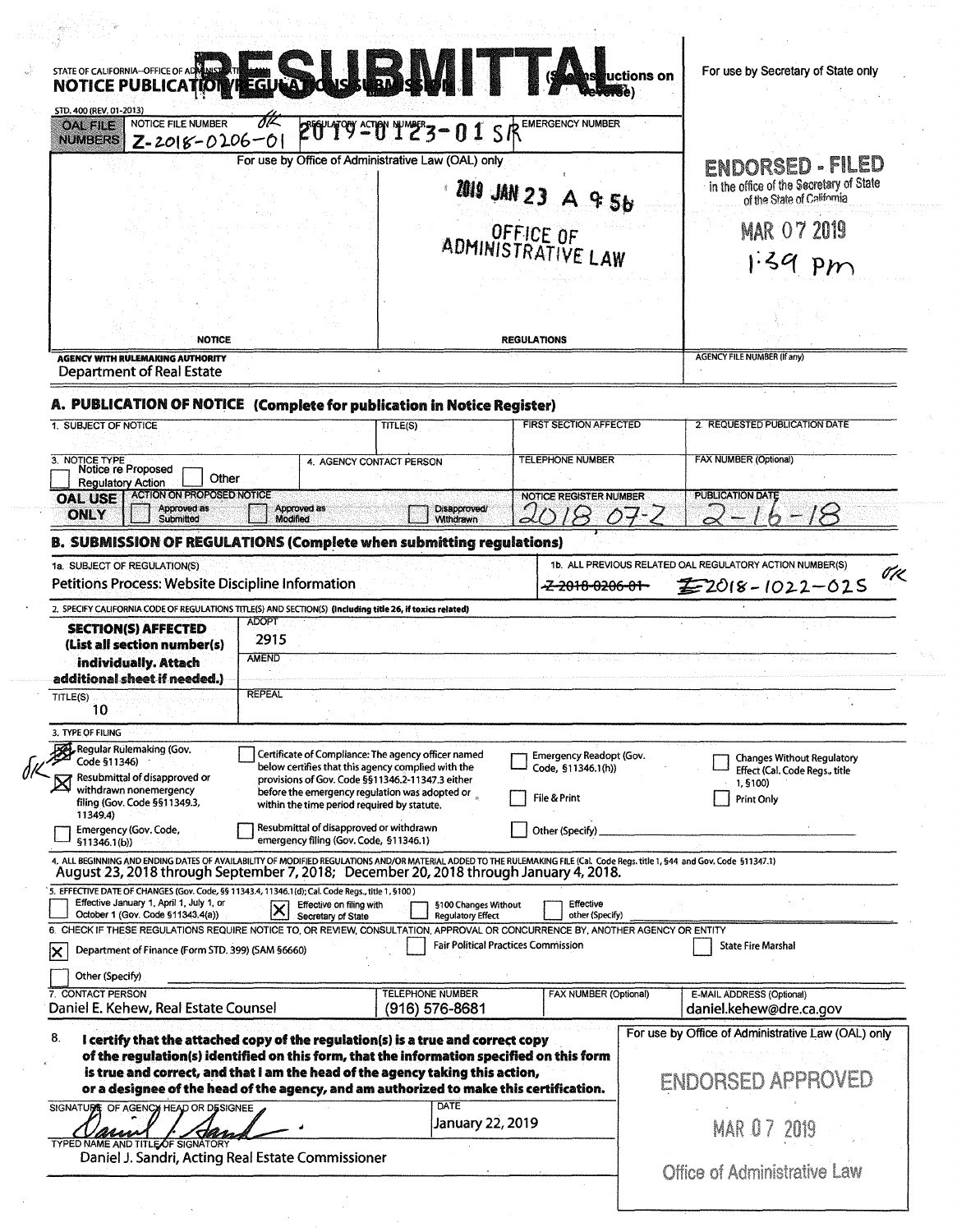# RESUBMITTAL

STATE OF CALIFORNIA--OFFICE OF ADMINISTRATIVE LAW

**NOTICE PUBLICATION/REGULATIONS SUBMISSION** (See instructions on reverse)

STD. 400 (REV. 01-2013)

For use by Secretary of State only

| OAL FILE NUMBERS | NOTICE FILE NUMBER | REGULATORY ACTION NUMBER | EMERGENCY NUMBER |
|---|---|---|---|
| | Z-2018-0206-01 | 2019-0123-01 SR | |

For use by Office of Administrative Law (OAL) only

2019 JAN 23 A 9:56

OFFICE OF ADMINISTRATIVE LAW

NOTICE | REGULATIONS

**ENDORSED - FILED**
in the office of the Secretary of State of the State of California
MAR 07 2019
1:39 pm

AGENCY WITH RULEMAKING AUTHORITY: Department of Real Estate

AGENCY FILE NUMBER (If any):

## A. PUBLICATION OF NOTICE (Complete for publication in Notice Register)

| 1. SUBJECT OF NOTICE | TITLE(S) | FIRST SECTION AFFECTED | 2. REQUESTED PUBLICATION DATE |
|---|---|---|---|
| | | | |

| 3. NOTICE TYPE | 4. AGENCY CONTACT PERSON | TELEPHONE NUMBER | FAX NUMBER (Optional) |
|---|---|---|---|
| ☐ Notice re Proposed Regulatory Action ☐ Other | | | |

| OAL USE ONLY | ACTION ON PROPOSED NOTICE | NOTICE REGISTER NUMBER | PUBLICATION DATE |
|---|---|---|---|
| | ☐ Approved as Submitted ☐ Approved as Modified ☐ Disapproved/Withdrawn | 2018 07-Z | 2-16-18 |

## B. SUBMISSION OF REGULATIONS (Complete when submitting regulations)

1a. SUBJECT OF REGULATION(S): Petitions Process: Website Discipline Information

1b. ALL PREVIOUS RELATED OAL REGULATORY ACTION NUMBER(S): ~~Z-2018-0206-01~~ Z2018-1022-02S

2. SPECIFY CALIFORNIA CODE OF REGULATIONS TITLE(S) AND SECTION(S) (Including title 26, if toxics related)

| **SECTION(S) AFFECTED** (List all section number(s) individually. Attach additional sheet if needed.) | ADOPT: 2915 |
|---|---|
| | AMEND: |
| TITLE(S): 10 | REPEAL: |

3. TYPE OF FILING

- ~~☒~~ Regular Rulemaking (Gov. Code §11346)
- ☒ Resubmittal of disapproved or withdrawn nonemergency filing (Gov. Code §§11349.3, 11349.4)
- ☐ Emergency (Gov. Code, §11346.1(b))
- ☐ Certificate of Compliance: The agency officer named below certifies that this agency complied with the provisions of Gov. Code §§11346.2-11347.3 either before the emergency regulation was adopted or within the time period required by statute.
- ☐ Resubmittal of disapproved or withdrawn emergency filing (Gov. Code, §11346.1)
- ☐ Emergency Readopt (Gov. Code, §11346.1(h))
- ☐ File & Print
- ☐ Other (Specify)
- ☐ Changes Without Regulatory Effect (Cal. Code Regs., title 1, §100)
- ☐ Print Only

4. ALL BEGINNING AND ENDING DATES OF AVAILABILITY OF MODIFIED REGULATIONS AND/OR MATERIAL ADDED TO THE RULEMAKING FILE (Cal. Code Regs. title 1, §44 and Gov. Code §11347.1)
August 23, 2018 through September 7, 2018; December 20, 2018 through January 4, 2018.

5. EFFECTIVE DATE OF CHANGES (Gov. Code, §§ 11343.4, 11346.1(d); Cal. Code Regs., title 1, §100)
- ☐ Effective January 1, April 1, July 1, or October 1 (Gov. Code §11343.4(a))
- ☒ Effective on filing with Secretary of State
- ☐ §100 Changes Without Regulatory Effect
- ☐ Effective other (Specify)

6. CHECK IF THESE REGULATIONS REQUIRE NOTICE TO, OR REVIEW, CONSULTATION, APPROVAL OR CONCURRENCE BY, ANOTHER AGENCY OR ENTITY
- ☒ Department of Finance (Form STD. 399) (SAM §6660)
- ☐ Fair Political Practices Commission
- ☐ State Fire Marshal
- ☐ Other (Specify)

| 7. CONTACT PERSON | TELEPHONE NUMBER | FAX NUMBER (Optional) | E-MAIL ADDRESS (Optional) |
|---|---|---|---|
| Daniel E. Kehew, Real Estate Counsel | (916) 576-8681 | | daniel.kehew@dre.ca.gov |

8. **I certify that the attached copy of the regulation(s) is a true and correct copy of the regulation(s) identified on this form, that the information specified on this form is true and correct, and that I am the head of the agency taking this action, or a designee of the head of the agency, and am authorized to make this certification.**

SIGNATURE OF AGENCY HEAD OR DESIGNEE: [signature]

DATE: January 22, 2019

TYPED NAME AND TITLE OF SIGNATORY: Daniel J. Sandri, Acting Real Estate Commissioner

For use by Office of Administrative Law (OAL) only

ENDORSED APPROVED
MAR 07 2019
Office of Administrative Law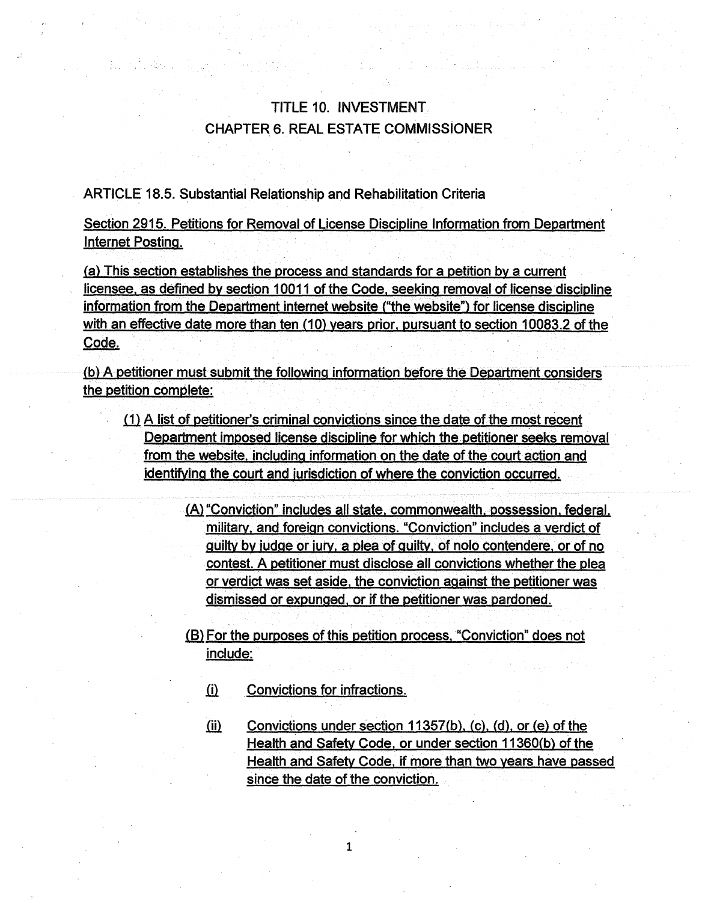# TITLE 10. INVESTMENT

## CHAPTER 6. REAL ESTATE COMMISSIONER

ARTICLE 18.5. Substantial Relationship and Rehabilitation Criteria

Section 2915. Petitions for Removal of License Discipline Information from Department Internet Posting.

(a) This section establishes the process and standards for a petition by a current licensee, as defined by section 10011 of the Code, seeking removal of license discipline information from the Department internet website ("the website") for license discipline with an effective date more than ten (10) years prior, pursuant to section 10083.2 of the Code.

(b) A petitioner must submit the following information before the Department considers the petition complete:

- (1) A list of petitioner's criminal convictions since the date of the most recent Department imposed license discipline for which the petitioner seeks removal from the website, including information on the date of the court action and identifying the court and jurisdiction of where the conviction occurred.
  - (A) "Conviction" includes all state, commonwealth, possession, federal, military, and foreign convictions. "Conviction" includes a verdict of guilty by judge or jury, a plea of guilty, of nolo contendere, or of no contest. A petitioner must disclose all convictions whether the plea or verdict was set aside, the conviction against the petitioner was dismissed or expunged, or if the petitioner was pardoned.
  - (B) For the purposes of this petition process, "Conviction" does not include:
    - (i) Convictions for infractions.
    - (ii) Convictions under section 11357(b), (c), (d), or (e) of the Health and Safety Code, or under section 11360(b) of the Health and Safety Code, if more than two years have passed since the date of the conviction.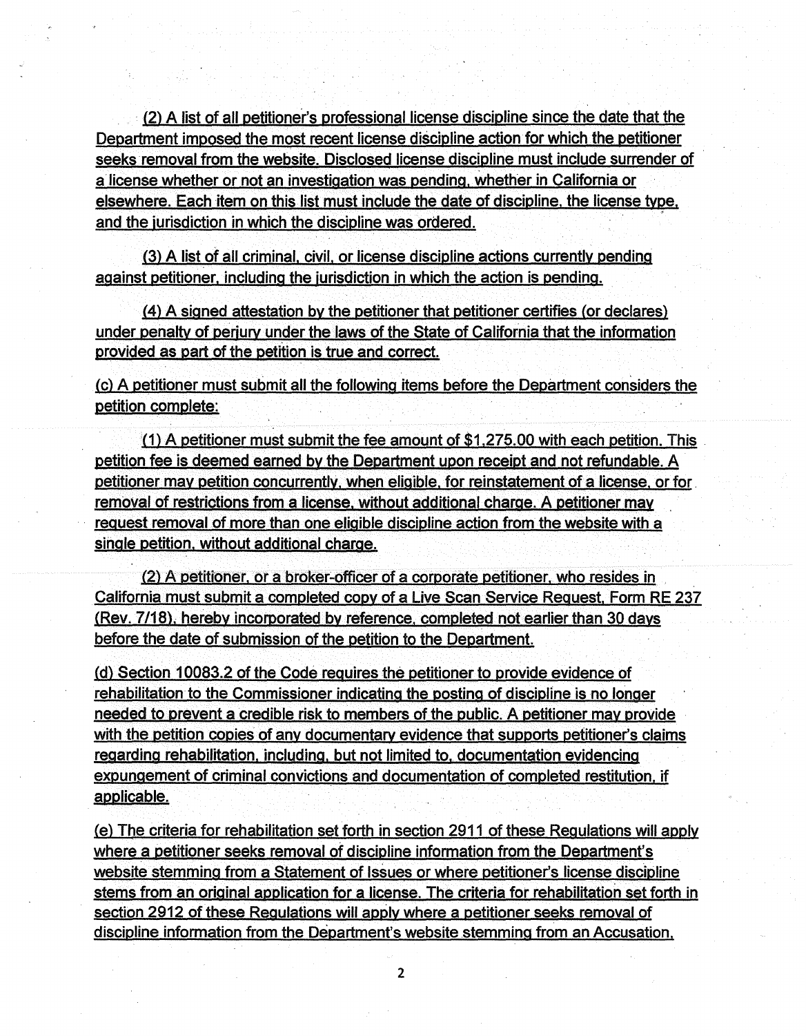(2) A list of all petitioner's professional license discipline since the date that the Department imposed the most recent license discipline action for which the petitioner seeks removal from the website. Disclosed license discipline must include surrender of a license whether or not an investigation was pending, whether in California or elsewhere. Each item on this list must include the date of discipline, the license type, and the jurisdiction in which the discipline was ordered.

(3) A list of all criminal, civil, or license discipline actions currently pending against petitioner, including the jurisdiction in which the action is pending.

(4) A signed attestation by the petitioner that petitioner certifies (or declares) under penalty of perjury under the laws of the State of California that the information provided as part of the petition is true and correct.

(c) A petitioner must submit all the following items before the Department considers the petition complete:

(1) A petitioner must submit the fee amount of $1,275.00 with each petition. This petition fee is deemed earned by the Department upon receipt and not refundable. A petitioner may petition concurrently, when eligible, for reinstatement of a license, or for removal of restrictions from a license, without additional charge. A petitioner may request removal of more than one eligible discipline action from the website with a single petition, without additional charge.

(2) A petitioner, or a broker-officer of a corporate petitioner, who resides in California must submit a completed copy of a Live Scan Service Request, Form RE 237 (Rev. 7/18), hereby incorporated by reference, completed not earlier than 30 days before the date of submission of the petition to the Department.

(d) Section 10083.2 of the Code requires the petitioner to provide evidence of rehabilitation to the Commissioner indicating the posting of discipline is no longer needed to prevent a credible risk to members of the public. A petitioner may provide with the petition copies of any documentary evidence that supports petitioner's claims regarding rehabilitation, including, but not limited to, documentation evidencing expungement of criminal convictions and documentation of completed restitution, if applicable.

(e) The criteria for rehabilitation set forth in section 2911 of these Regulations will apply where a petitioner seeks removal of discipline information from the Department's website stemming from a Statement of Issues or where petitioner's license discipline stems from an original application for a license. The criteria for rehabilitation set forth in section 2912 of these Regulations will apply where a petitioner seeks removal of discipline information from the Department's website stemming from an Accusation,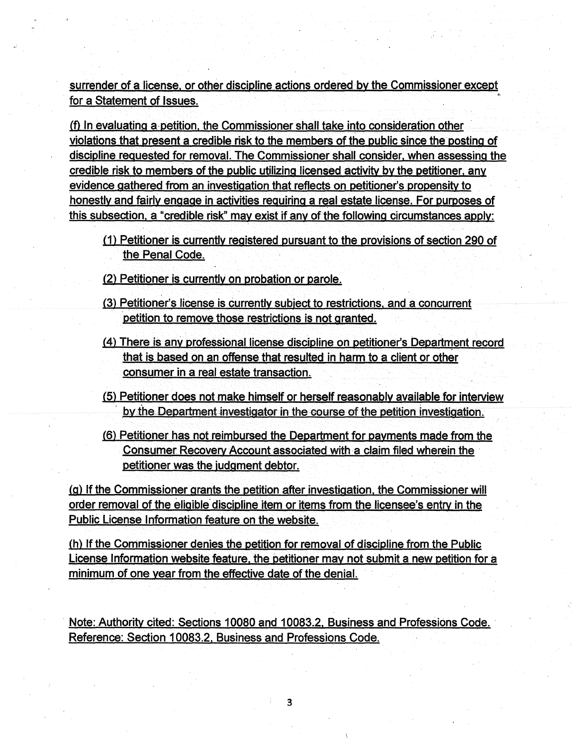surrender of a license, or other discipline actions ordered by the Commissioner except for a Statement of Issues.

(f) In evaluating a petition, the Commissioner shall take into consideration other violations that present a credible risk to the members of the public since the posting of discipline requested for removal. The Commissioner shall consider, when assessing the credible risk to members of the public utilizing licensed activity by the petitioner, any evidence gathered from an investigation that reflects on petitioner's propensity to honestly and fairly engage in activities requiring a real estate license. For purposes of this subsection, a "credible risk" may exist if any of the following circumstances apply:

(1) Petitioner is currently registered pursuant to the provisions of section 290 of the Penal Code.

(2) Petitioner is currently on probation or parole.

(3) Petitioner's license is currently subject to restrictions, and a concurrent petition to remove those restrictions is not granted.

(4) There is any professional license discipline on petitioner's Department record that is based on an offense that resulted in harm to a client or other consumer in a real estate transaction.

(5) Petitioner does not make himself or herself reasonably available for interview by the Department investigator in the course of the petition investigation.

(6) Petitioner has not reimbursed the Department for payments made from the Consumer Recovery Account associated with a claim filed wherein the petitioner was the judgment debtor.

(g) If the Commissioner grants the petition after investigation, the Commissioner will order removal of the eligible discipline item or items from the licensee's entry in the Public License Information feature on the website.

(h) If the Commissioner denies the petition for removal of discipline from the Public License Information website feature, the petitioner may not submit a new petition for a minimum of one year from the effective date of the denial.

Note: Authority cited: Sections 10080 and 10083.2, Business and Professions Code. Reference: Section 10083.2, Business and Professions Code.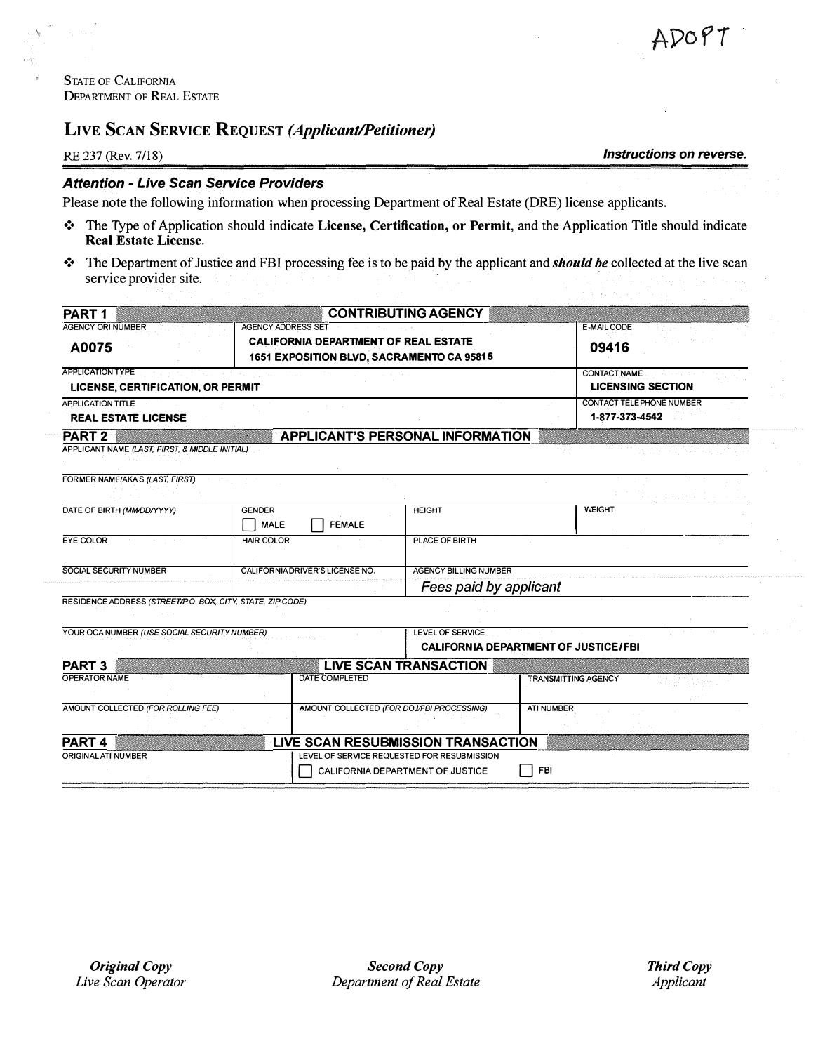ADOPT

STATE OF CALIFORNIA
DEPARTMENT OF REAL ESTATE

# LIVE SCAN SERVICE REQUEST *(Applicant/Petitioner)*

RE 237 (Rev. 7/18) ***Instructions on reverse.***

### *Attention - Live Scan Service Providers*

Please note the following information when processing Department of Real Estate (DRE) license applicants.

- The Type of Application should indicate **License, Certification, or Permit**, and the Application Title should indicate **Real Estate License**.
- The Department of Justice and FBI processing fee is to be paid by the applicant and ***should be*** collected at the live scan service provider site.

**PART 1 — CONTRIBUTING AGENCY**

| AGENCY ORI NUMBER | AGENCY ADDRESS SET | E-MAIL CODE |
|---|---|---|
| **A0075** | **CALIFORNIA DEPARTMENT OF REAL ESTATE** <br> **1651 EXPOSITION BLVD, SACRAMENTO CA 95815** | **09416** |
| APPLICATION TYPE | | CONTACT NAME |
| **LICENSE, CERTIFICATION, OR PERMIT** | | **LICENSING SECTION** |
| APPLICATION TITLE | | CONTACT TELEPHONE NUMBER |
| **REAL ESTATE LICENSE** | | **1-877-373-4542** |

**PART 2 — APPLICANT'S PERSONAL INFORMATION**

| | | | |
|---|---|---|---|
| APPLICANT NAME *(LAST, FIRST, & MIDDLE INITIAL)* | | | |
| FORMER NAME/AKA'S *(LAST, FIRST)* | | | |
| DATE OF BIRTH *(MM/DD/YYYY)* | GENDER <br> ☐ MALE ☐ FEMALE | HEIGHT | WEIGHT |
| EYE COLOR | HAIR COLOR | PLACE OF BIRTH | |
| SOCIAL SECURITY NUMBER | CALIFORNIA DRIVER'S LICENSE NO. | AGENCY BILLING NUMBER <br> *Fees paid by applicant* | |
| RESIDENCE ADDRESS *(STREET/P.O. BOX, CITY, STATE, ZIP CODE)* | | | |
| YOUR OCA NUMBER *(USE SOCIAL SECURITY NUMBER)* | | LEVEL OF SERVICE <br> **CALIFORNIA DEPARTMENT OF JUSTICE/FBI** | |

**PART 3 — LIVE SCAN TRANSACTION**

| | | |
|---|---|---|
| OPERATOR NAME | DATE COMPLETED | TRANSMITTING AGENCY |
| AMOUNT COLLECTED *(FOR ROLLING FEE)* | AMOUNT COLLECTED *(FOR DOJ/FBI PROCESSING)* | ATI NUMBER |

**PART 4 — LIVE SCAN RESUBMISSION TRANSACTION**

| | |
|---|---|
| ORIGINAL ATI NUMBER | LEVEL OF SERVICE REQUESTED FOR RESUBMISSION <br> ☐ CALIFORNIA DEPARTMENT OF JUSTICE ☐ FBI |

***Original Copy*** *Live Scan Operator* — ***Second Copy*** *Department of Real Estate* — ***Third Copy*** *Applicant*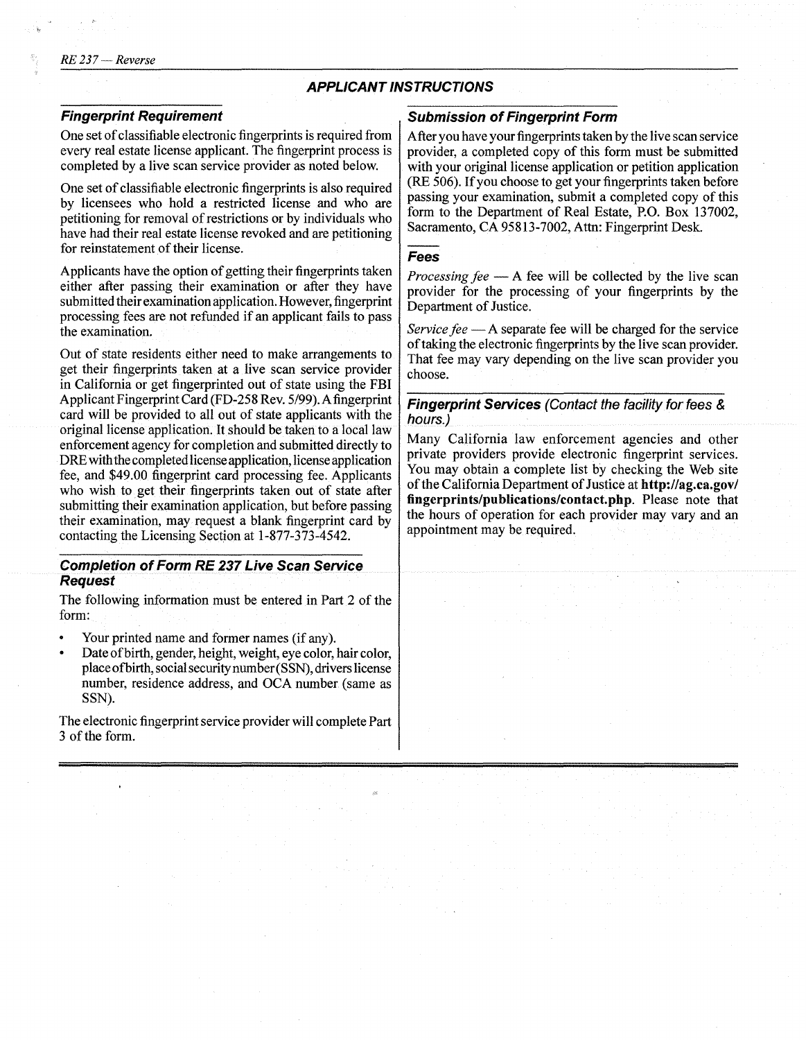## APPLICANT INSTRUCTIONS

### Fingerprint Requirement

One set of classifiable electronic fingerprints is required from every real estate license applicant. The fingerprint process is completed by a live scan service provider as noted below.

One set of classifiable electronic fingerprints is also required by licensees who hold a restricted license and who are petitioning for removal of restrictions or by individuals who have had their real estate license revoked and are petitioning for reinstatement of their license.

Applicants have the option of getting their fingerprints taken either after passing their examination or after they have submitted their examination application. However, fingerprint processing fees are not refunded if an applicant fails to pass the examination.

Out of state residents either need to make arrangements to get their fingerprints taken at a live scan service provider in California or get fingerprinted out of state using the FBI Applicant Fingerprint Card (FD-258 Rev. 5/99). A fingerprint card will be provided to all out of state applicants with the original license application. It should be taken to a local law enforcement agency for completion and submitted directly to DRE with the completed license application, license application fee, and $49.00 fingerprint card processing fee. Applicants who wish to get their fingerprints taken out of state after submitting their examination application, but before passing their examination, may request a blank fingerprint card by contacting the Licensing Section at 1-877-373-4542.

### Completion of Form RE 237 Live Scan Service Request

The following information must be entered in Part 2 of the form:

- Your printed name and former names (if any).
- Date of birth, gender, height, weight, eye color, hair color, place of birth, social security number (SSN), drivers license number, residence address, and OCA number (same as SSN).

The electronic fingerprint service provider will complete Part 3 of the form.

### Submission of Fingerprint Form

After you have your fingerprints taken by the live scan service provider, a completed copy of this form must be submitted with your original license application or petition application (RE 506). If you choose to get your fingerprints taken before passing your examination, submit a completed copy of this form to the Department of Real Estate, P.O. Box 137002, Sacramento, CA 95813-7002, Attn: Fingerprint Desk.

### Fees

*Processing fee* — A fee will be collected by the live scan provider for the processing of your fingerprints by the Department of Justice.

*Service fee* — A separate fee will be charged for the service of taking the electronic fingerprints by the live scan provider. That fee may vary depending on the live scan provider you choose.

### Fingerprint Services *(Contact the facility for fees & hours.)*

Many California law enforcement agencies and other private providers provide electronic fingerprint services. You may obtain a complete list by checking the Web site of the California Department of Justice at **http://ag.ca.gov/fingerprints/publications/contact.php**. Please note that the hours of operation for each provider may vary and an appointment may be required.